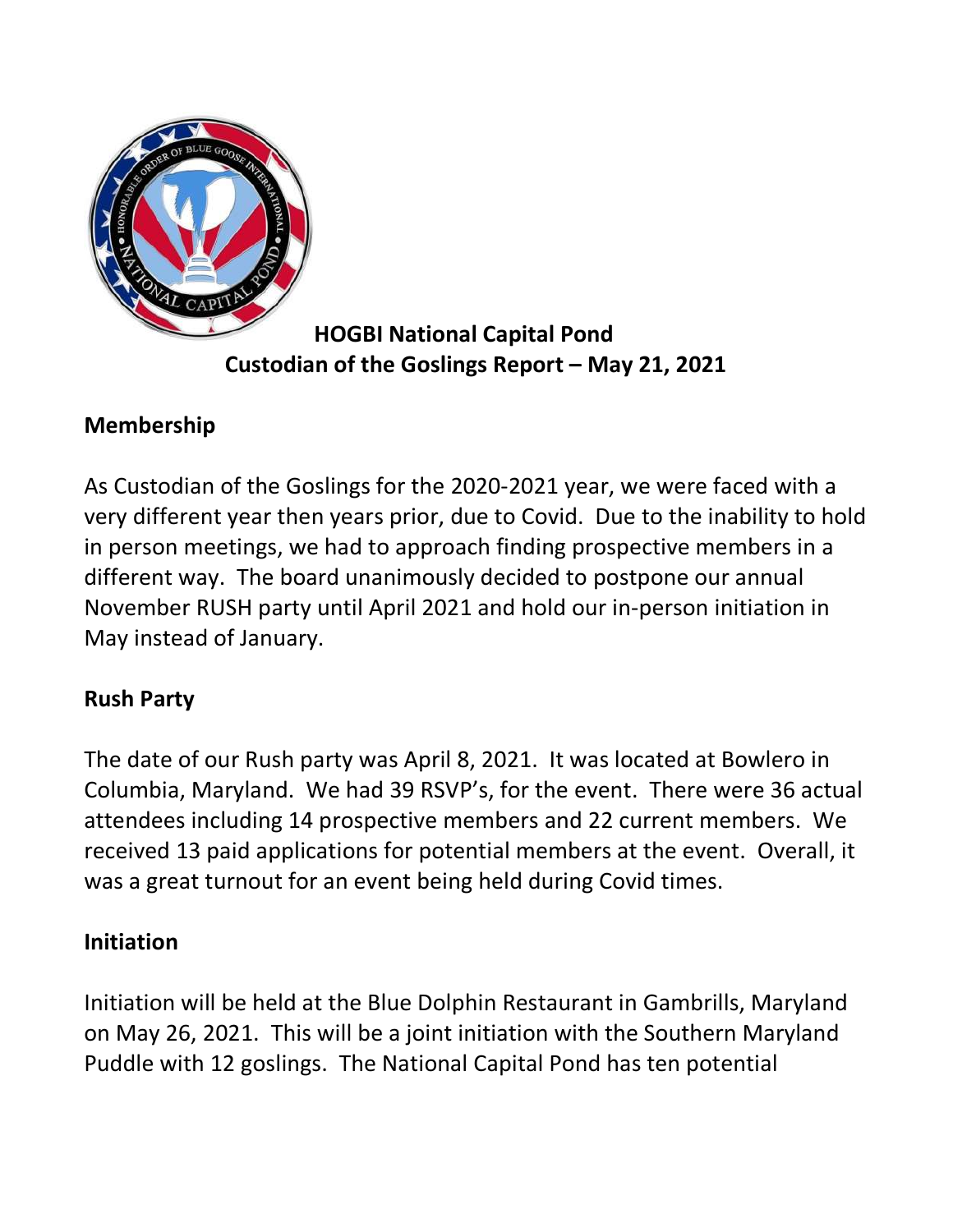# HOGBI National Capital Pond
## Custodian of the Goslings Report – May 21, 2021

### Membership

As Custodian of the Goslings for the 2020-2021 year, we were faced with a very different year then years prior, due to Covid. Due to the inability to hold in person meetings, we had to approach finding prospective members in a different way. The board unanimously decided to postpone our annual November RUSH party until April 2021 and hold our in-person initiation in May instead of January.

### Rush Party

The date of our Rush party was April 8, 2021. It was located at Bowlero in Columbia, Maryland. We had 39 RSVP's, for the event. There were 36 actual attendees including 14 prospective members and 22 current members. We received 13 paid applications for potential members at the event. Overall, it was a great turnout for an event being held during Covid times.

### Initiation

Initiation will be held at the Blue Dolphin Restaurant in Gambrills, Maryland on May 26, 2021. This will be a joint initiation with the Southern Maryland Puddle with 12 goslings. The National Capital Pond has ten potential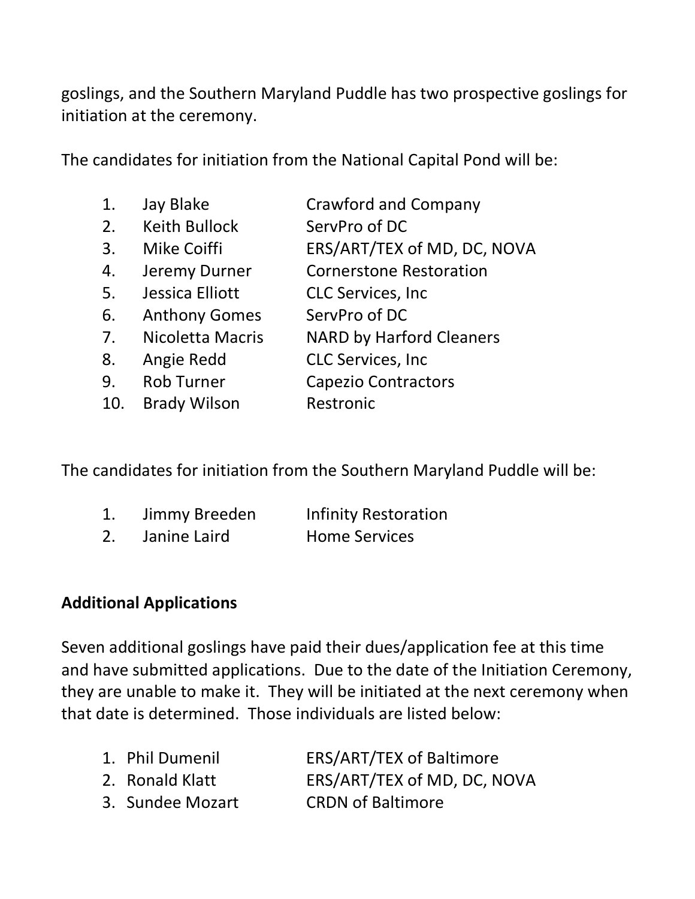goslings, and the Southern Maryland Puddle has two prospective goslings for initiation at the ceremony.

The candidates for initiation from the National Capital Pond will be:

| | Name | Company |
|---|---|---|
| 1. | Jay Blake | Crawford and Company |
| 2. | Keith Bullock | ServPro of DC |
| 3. | Mike Coiffi | ERS/ART/TEX of MD, DC, NOVA |
| 4. | Jeremy Durner | Cornerstone Restoration |
| 5. | Jessica Elliott | CLC Services, Inc |
| 6. | Anthony Gomes | ServPro of DC |
| 7. | Nicoletta Macris | NARD by Harford Cleaners |
| 8. | Angie Redd | CLC Services, Inc |
| 9. | Rob Turner | Capezio Contractors |
| 10. | Brady Wilson | Restronic |

The candidates for initiation from the Southern Maryland Puddle will be:

| | Name | Company |
|---|---|---|
| 1. | Jimmy Breeden | Infinity Restoration |
| 2. | Janine Laird | Home Services |

**Additional Applications**

Seven additional goslings have paid their dues/application fee at this time and have submitted applications. Due to the date of the Initiation Ceremony, they are unable to make it. They will be initiated at the next ceremony when that date is determined. Those individuals are listed below:

| | Name | Company |
|---|---|---|
| 1. | Phil Dumenil | ERS/ART/TEX of Baltimore |
| 2. | Ronald Klatt | ERS/ART/TEX of MD, DC, NOVA |
| 3. | Sundee Mozart | CRDN of Baltimore |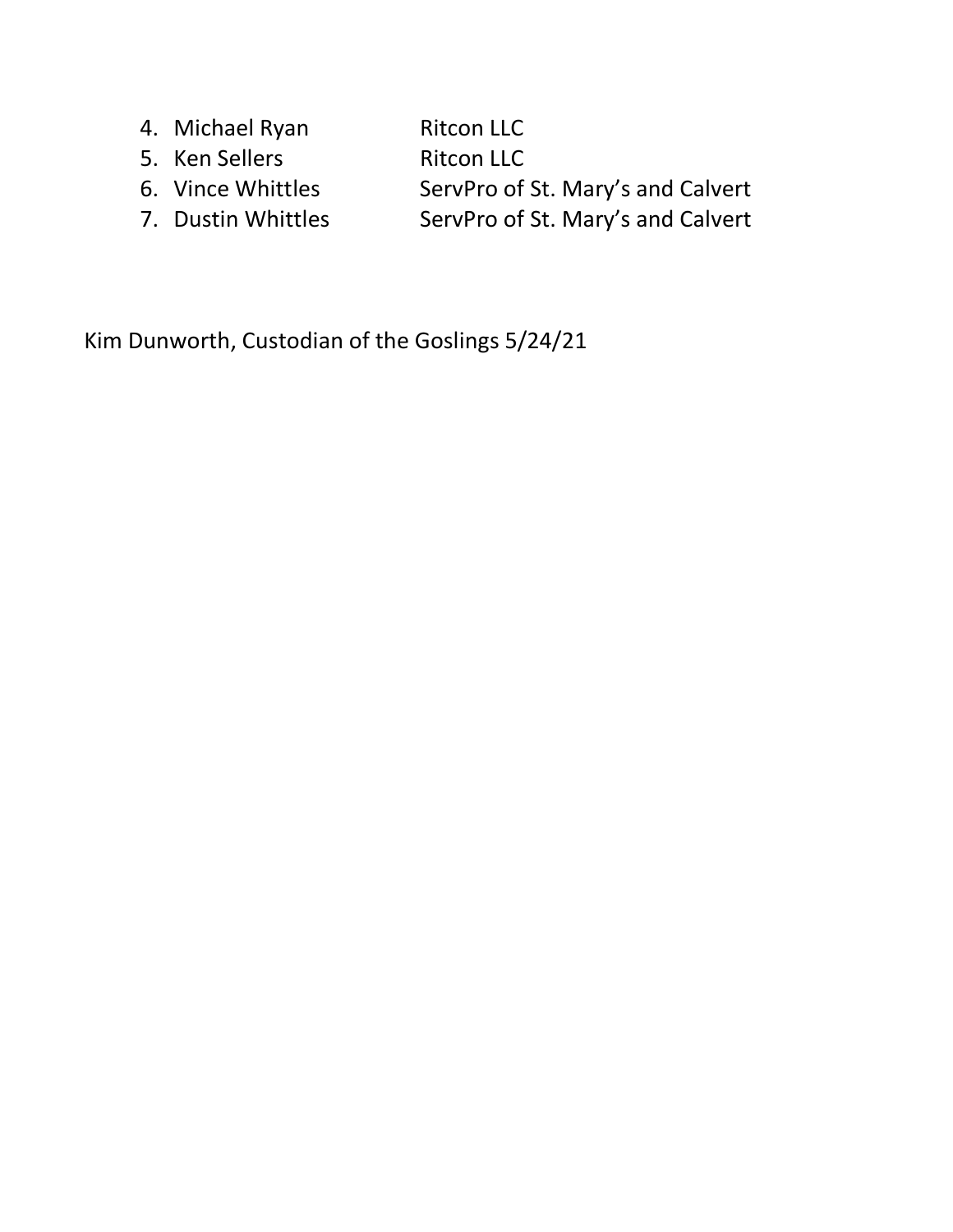4. Michael Ryan Ritcon LLC
5. Ken Sellers Ritcon LLC
6. Vince Whittles ServPro of St. Mary's and Calvert
7. Dustin Whittles ServPro of St. Mary's and Calvert

Kim Dunworth, Custodian of the Goslings 5/24/21